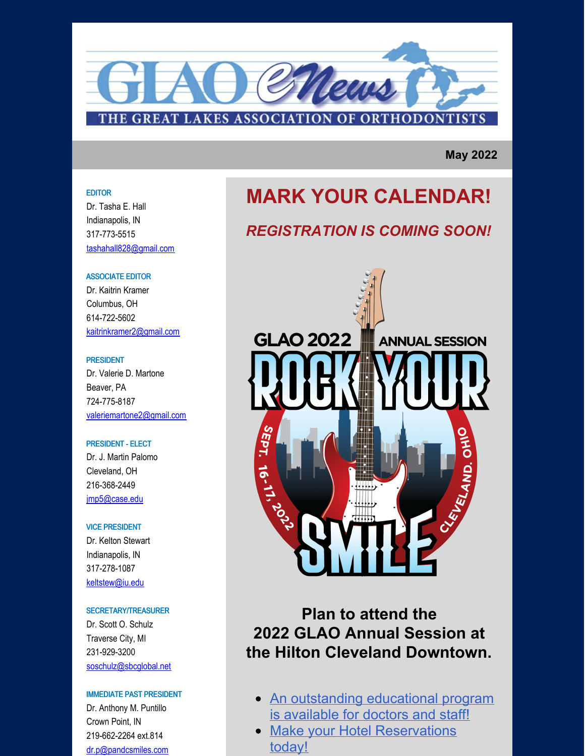# GLAO eNews

THE GREAT LAKES ASSOCIATION OF ORTHODONTISTS

**May 2022**

**EDITOR**
Dr. Tasha E. Hall
Indianapolis, IN
317-773-5515
tashahall828@gmail.com

**ASSOCIATE EDITOR**
Dr. Kaitrin Kramer
Columbus, OH
614-722-5602
kaitrinkramer2@gmail.com

**PRESIDENT**
Dr. Valerie D. Martone
Beaver, PA
724-775-8187
valeriemartone2@gmail.com

**PRESIDENT - ELECT**
Dr. J. Martin Palomo
Cleveland, OH
216-368-2449
jmp5@case.edu

**VICE PRESIDENT**
Dr. Kelton Stewart
Indianapolis, IN
317-278-1087
keltstew@iu.edu

**SECRETARY/TREASURER**
Dr. Scott O. Schulz
Traverse City, MI
231-929-3200
soschulz@sbcglobal.net

**IMMEDIATE PAST PRESIDENT**
Dr. Anthony M. Puntillo
Crown Point, IN
219-662-2264 ext.814
dr.p@pandcsmiles.com

## MARK YOUR CALENDAR!

### *REGISTRATION IS COMING SOON!*

GLAO 2022 ANNUAL SESSION
ROCK YOUR SMILE
SEPT. 16-17, 2022
CLEVELAND, OHIO

**Plan to attend the 2022 GLAO Annual Session at the Hilton Cleveland Downtown.**

- An outstanding educational program is available for doctors and staff!
- Make your Hotel Reservations today!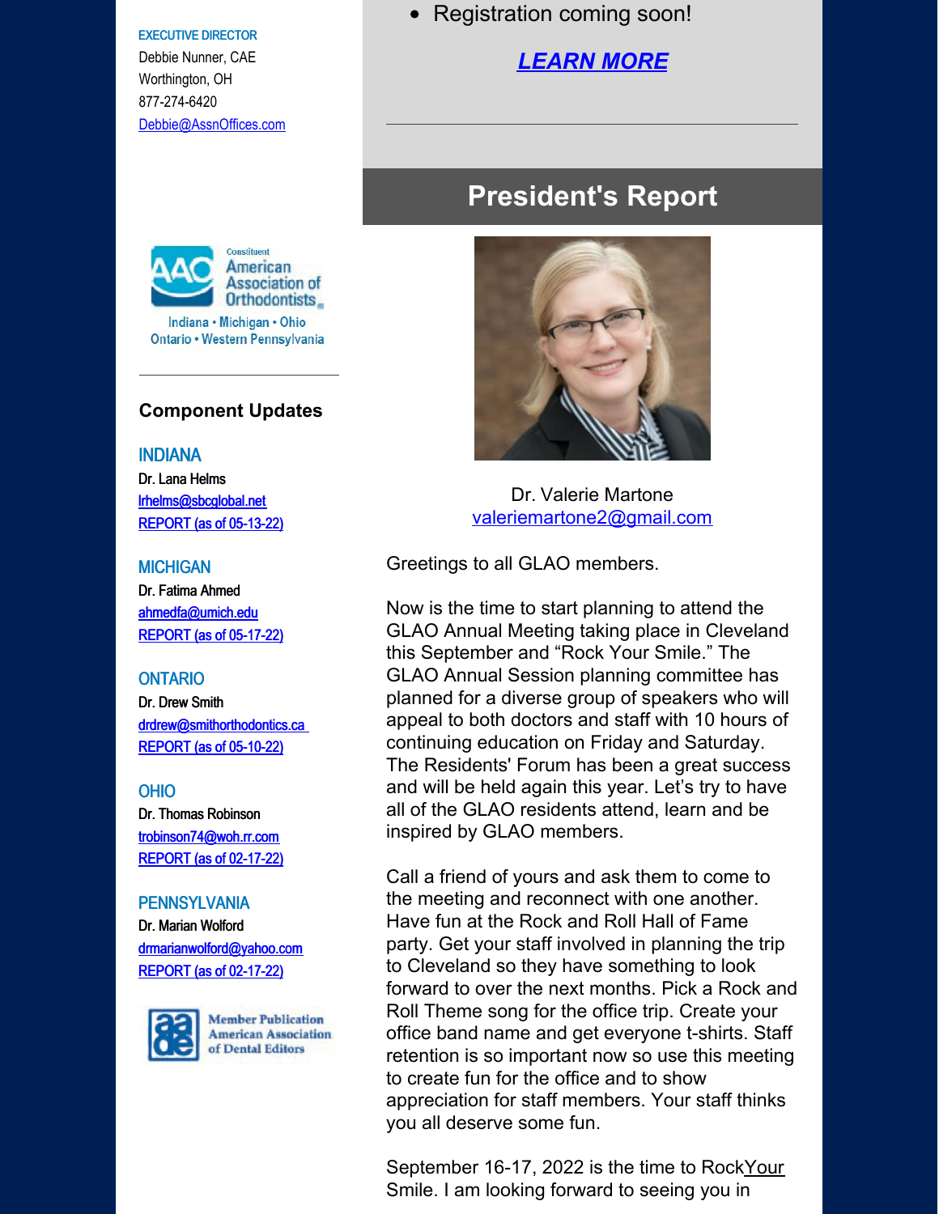**EXECUTIVE DIRECTOR**
Debbie Nunner, CAE
Worthington, OH
877-274-6420
Debbie@AssnOffices.com

Constituent American Association of Orthodontists
Indiana • Michigan • Ohio
Ontario • Western Pennsylvania

---

### Component Updates

**INDIANA**
Dr. Lana Helms
lrhelms@sbcglobal.net
REPORT (as of 05-13-22)

**MICHIGAN**
Dr. Fatima Ahmed
ahmedfa@umich.edu
REPORT (as of 05-17-22)

**ONTARIO**
Dr. Drew Smith
drdrew@smithorthodontics.ca
REPORT (as of 05-10-22)

**OHIO**
Dr. Thomas Robinson
trobinson74@woh.rr.com
REPORT (as of 02-17-22)

**PENNSYLVANIA**
Dr. Marian Wolford
drmarianwolford@yahoo.com
REPORT (as of 02-17-22)

Member Publication American Association of Dental Editors

---

- Registration coming soon!

***LEARN MORE***

---

## President's Report

Dr. Valerie Martone
valeriemartone2@gmail.com

Greetings to all GLAO members.

Now is the time to start planning to attend the GLAO Annual Meeting taking place in Cleveland this September and "Rock Your Smile." The GLAO Annual Session planning committee has planned for a diverse group of speakers who will appeal to both doctors and staff with 10 hours of continuing education on Friday and Saturday. The Residents' Forum has been a great success and will be held again this year. Let's try to have all of the GLAO residents attend, learn and be inspired by GLAO members.

Call a friend of yours and ask them to come to the meeting and reconnect with one another. Have fun at the Rock and Roll Hall of Fame party. Get your staff involved in planning the trip to Cleveland so they have something to look forward to over the next months. Pick a Rock and Roll Theme song for the office trip. Create your office band name and get everyone t-shirts. Staff retention is so important now so use this meeting to create fun for the office and to show appreciation for staff members. Your staff thinks you all deserve some fun.

September 16-17, 2022 is the time to RockYour Smile. I am looking forward to seeing you in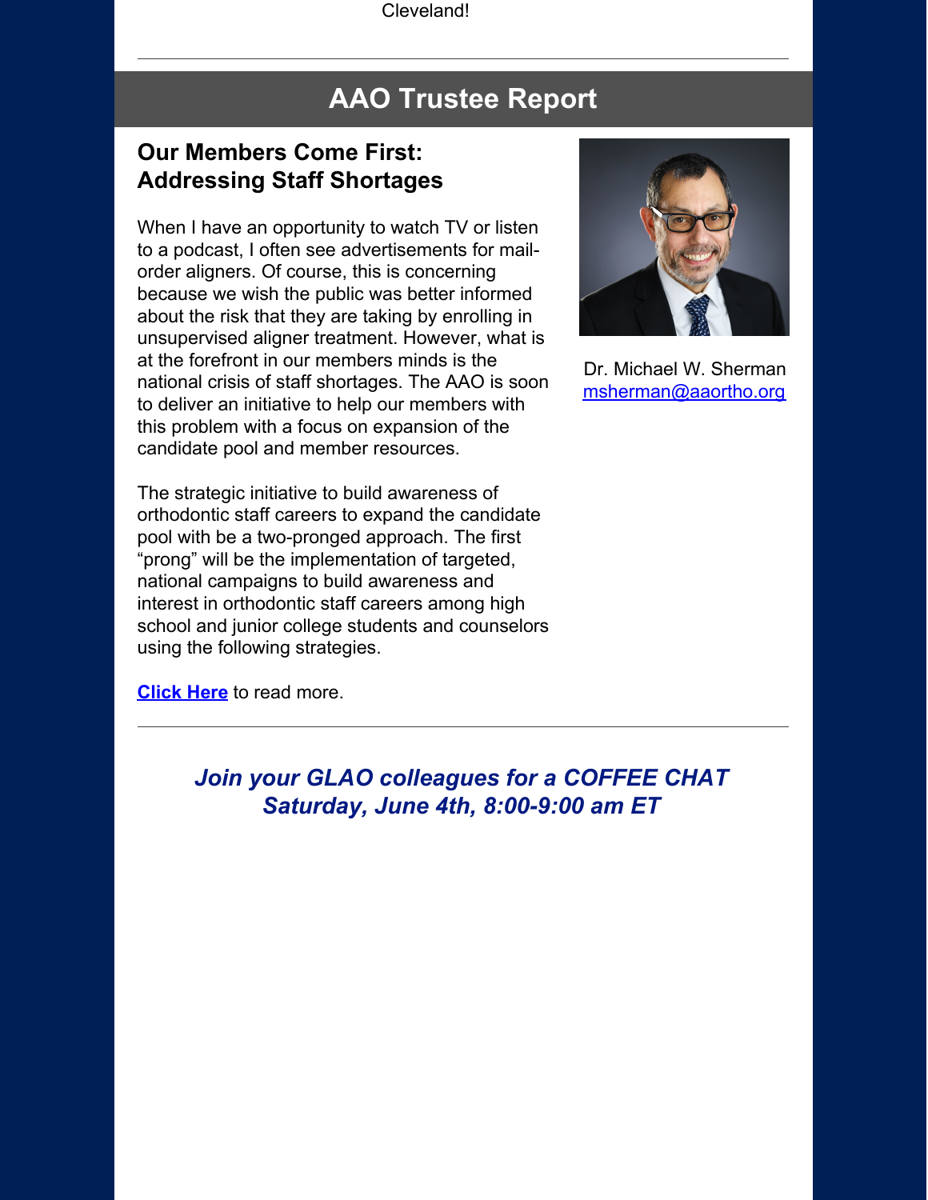Cleveland!

---

## AAO Trustee Report

### Our Members Come First: Addressing Staff Shortages

Dr. Michael W. Sherman
msherman@aaortho.org

When I have an opportunity to watch TV or listen to a podcast, I often see advertisements for mail-order aligners. Of course, this is concerning because we wish the public was better informed about the risk that they are taking by enrolling in unsupervised aligner treatment. However, what is at the forefront in our members minds is the national crisis of staff shortages. The AAO is soon to deliver an initiative to help our members with this problem with a focus on expansion of the candidate pool and member resources.

The strategic initiative to build awareness of orthodontic staff careers to expand the candidate pool with be a two-pronged approach. The first "prong" will be the implementation of targeted, national campaigns to build awareness and interest in orthodontic staff careers among high school and junior college students and counselors using the following strategies.

**Click Here** to read more.

---

***Join your GLAO colleagues for a COFFEE CHAT***
***Saturday, June 4th, 8:00-9:00 am ET***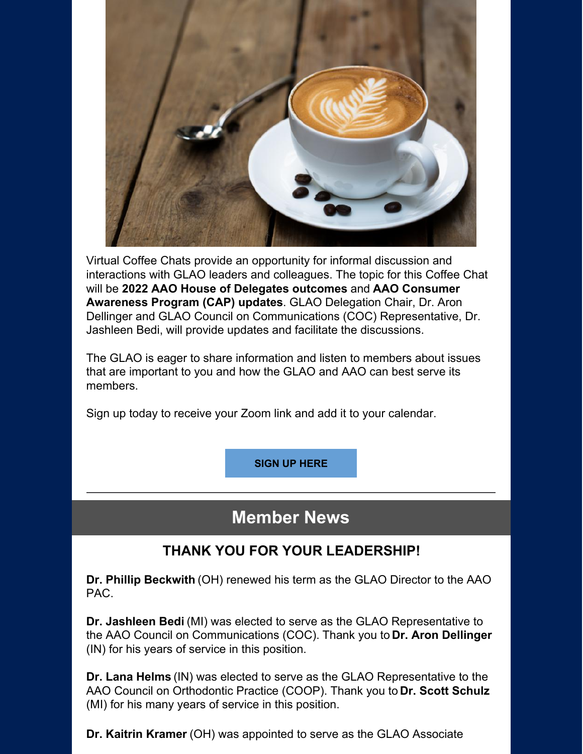Virtual Coffee Chats provide an opportunity for informal discussion and interactions with GLAO leaders and colleagues. The topic for this Coffee Chat will be **2022 AAO House of Delegates outcomes** and **AAO Consumer Awareness Program (CAP) updates**. GLAO Delegation Chair, Dr. Aron Dellinger and GLAO Council on Communications (COC) Representative, Dr. Jashleen Bedi, will provide updates and facilitate the discussions.

The GLAO is eager to share information and listen to members about issues that are important to you and how the GLAO and AAO can best serve its members.

Sign up today to receive your Zoom link and add it to your calendar.

**SIGN UP HERE**

---

## Member News

### THANK YOU FOR YOUR LEADERSHIP!

**Dr. Phillip Beckwith** (OH) renewed his term as the GLAO Director to the AAO PAC.

**Dr. Jashleen Bedi** (MI) was elected to serve as the GLAO Representative to the AAO Council on Communications (COC). Thank you to **Dr. Aron Dellinger** (IN) for his years of service in this position.

**Dr. Lana Helms** (IN) was elected to serve as the GLAO Representative to the AAO Council on Orthodontic Practice (COOP). Thank you to **Dr. Scott Schulz** (MI) for his many years of service in this position.

**Dr. Kaitrin Kramer** (OH) was appointed to serve as the GLAO Associate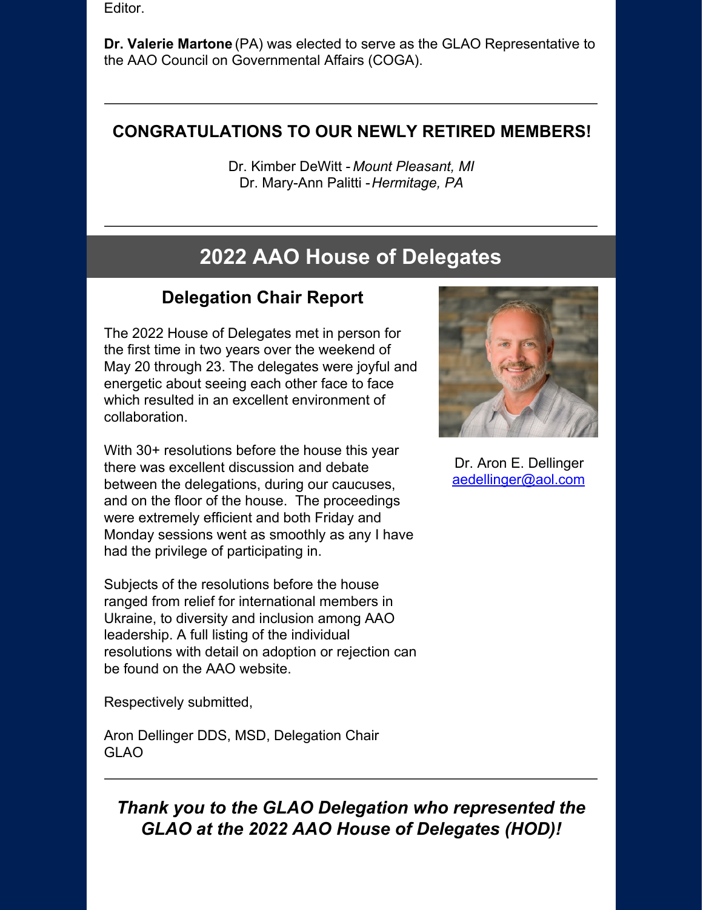Editor.

**Dr. Valerie Martone** (PA) was elected to serve as the GLAO Representative to the AAO Council on Governmental Affairs (COGA).

---

**CONGRATULATIONS TO OUR NEWLY RETIRED MEMBERS!**

Dr. Kimber DeWitt - *Mount Pleasant, MI*
Dr. Mary-Ann Palitti - *Hermitage, PA*

---

## 2022 AAO House of Delegates

### Delegation Chair Report

The 2022 House of Delegates met in person for the first time in two years over the weekend of May 20 through 23. The delegates were joyful and energetic about seeing each other face to face which resulted in an excellent environment of collaboration.

With 30+ resolutions before the house this year there was excellent discussion and debate between the delegations, during our caucuses, and on the floor of the house. The proceedings were extremely efficient and both Friday and Monday sessions went as smoothly as any I have had the privilege of participating in.

Subjects of the resolutions before the house ranged from relief for international members in Ukraine, to diversity and inclusion among AAO leadership. A full listing of the individual resolutions with detail on adoption or rejection can be found on the AAO website.

Respectively submitted,

Aron Dellinger DDS, MSD, Delegation Chair
GLAO

Dr. Aron E. Dellinger
aedellinger@aol.com

---

***Thank you to the GLAO Delegation who represented the GLAO at the 2022 AAO House of Delegates (HOD)!***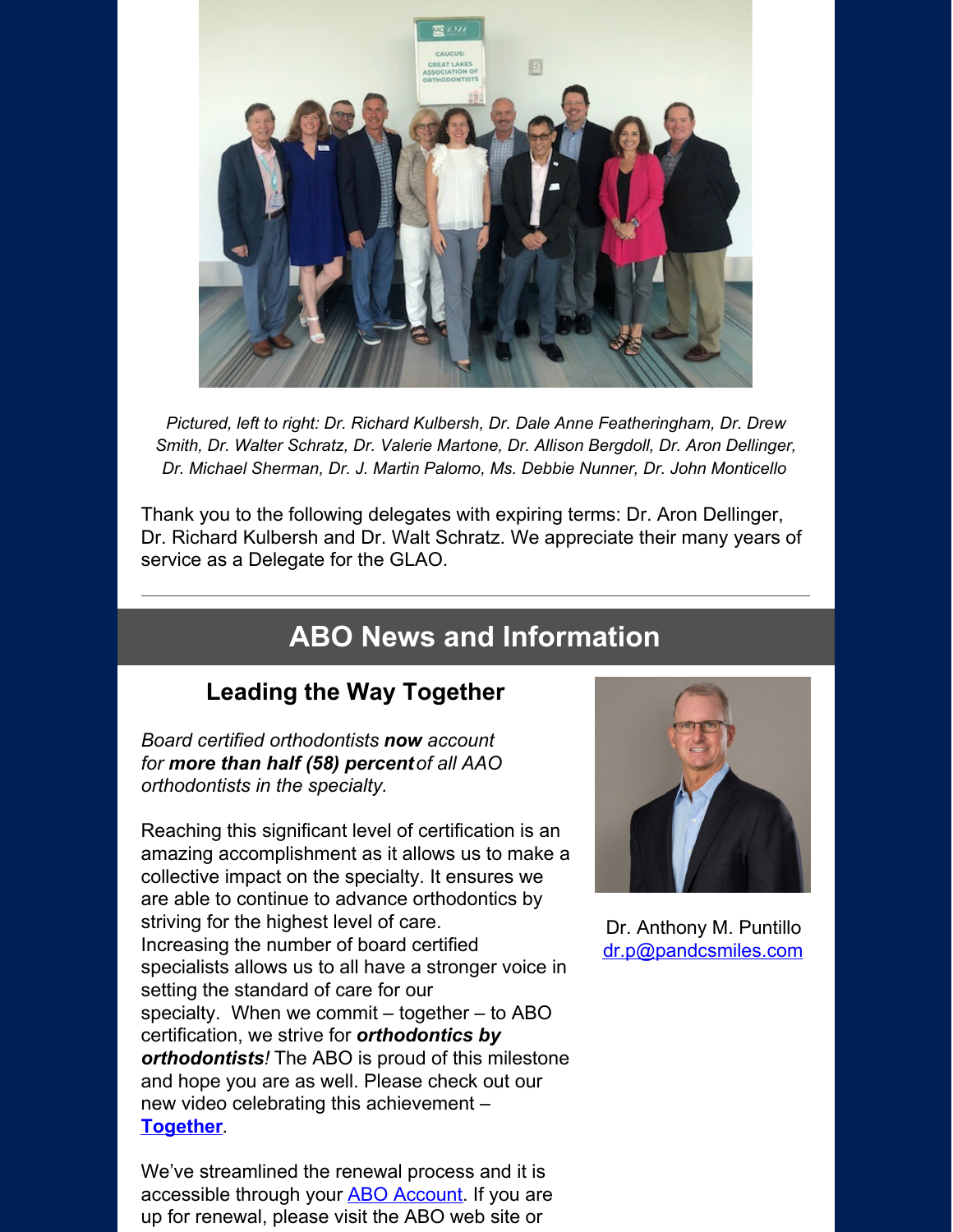*Pictured, left to right: Dr. Richard Kulbersh, Dr. Dale Anne Featheringham, Dr. Drew Smith, Dr. Walter Schratz, Dr. Valerie Martone, Dr. Allison Bergdoll, Dr. Aron Dellinger, Dr. Michael Sherman, Dr. J. Martin Palomo, Ms. Debbie Nunner, Dr. John Monticello*

Thank you to the following delegates with expiring terms: Dr. Aron Dellinger, Dr. Richard Kulbersh and Dr. Walt Schratz. We appreciate their many years of service as a Delegate for the GLAO.

---

## ABO News and Information

### Leading the Way Together

*Board certified orthodontists **now** account for **more than half (58) percent** of all AAO orthodontists in the specialty.*

Reaching this significant level of certification is an amazing accomplishment as it allows us to make a collective impact on the specialty. It ensures we are able to continue to advance orthodontics by striving for the highest level of care. Increasing the number of board certified specialists allows us to all have a stronger voice in setting the standard of care for our specialty. When we commit – together – to ABO certification, we strive for ***orthodontics by orthodontists!*** The ABO is proud of this milestone and hope you are as well. Please check out our new video celebrating this achievement – **Together**.

Dr. Anthony M. Puntillo
dr.p@pandcsmiles.com

We've streamlined the renewal process and it is accessible through your ABO Account. If you are up for renewal, please visit the ABO web site or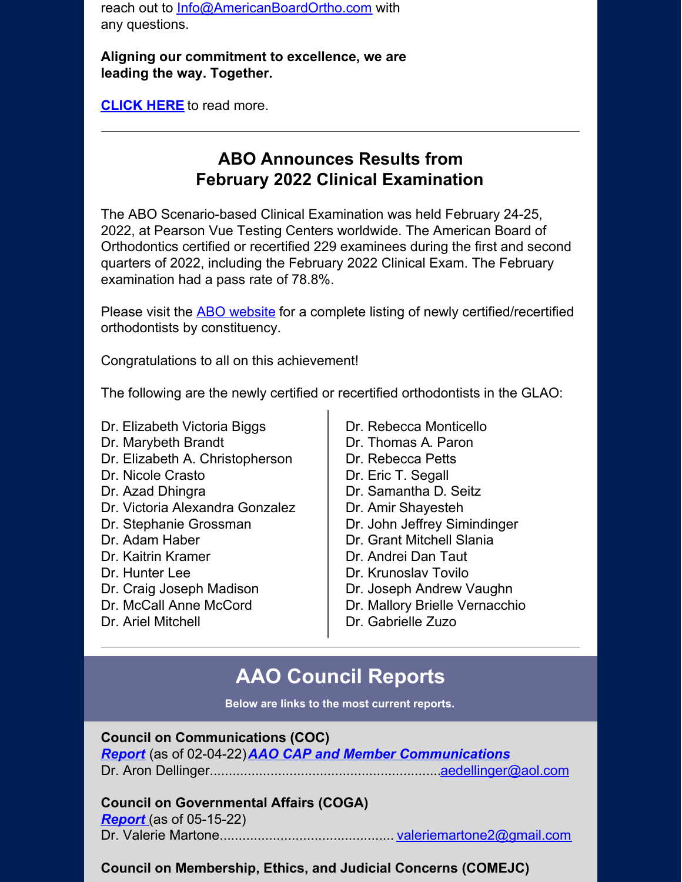reach out to Info@AmericanBoardOrtho.com with any questions.

**Aligning our commitment to excellence, we are leading the way. Together.**

**CLICK HERE** to read more.

---

## ABO Announces Results from February 2022 Clinical Examination

The ABO Scenario-based Clinical Examination was held February 24-25, 2022, at Pearson Vue Testing Centers worldwide. The American Board of Orthodontics certified or recertified 229 examinees during the first and second quarters of 2022, including the February 2022 Clinical Exam. The February examination had a pass rate of 78.8%.

Please visit the ABO website for a complete listing of newly certified/recertified orthodontists by constituency.

Congratulations to all on this achievement!

The following are the newly certified or recertified orthodontists in the GLAO:

Dr. Elizabeth Victoria Biggs
Dr. Marybeth Brandt
Dr. Elizabeth A. Christopherson
Dr. Nicole Crasto
Dr. Azad Dhingra
Dr. Victoria Alexandra Gonzalez
Dr. Stephanie Grossman
Dr. Adam Haber
Dr. Kaitrin Kramer
Dr. Hunter Lee
Dr. Craig Joseph Madison
Dr. McCall Anne McCord
Dr. Ariel Mitchell
Dr. Rebecca Monticello
Dr. Thomas A. Paron
Dr. Rebecca Petts
Dr. Eric T. Segall
Dr. Samantha D. Seitz
Dr. Amir Shayesteh
Dr. John Jeffrey Simindinger
Dr. Grant Mitchell Slania
Dr. Andrei Dan Taut
Dr. Krunoslav Tovilo
Dr. Joseph Andrew Vaughn
Dr. Mallory Brielle Vernacchio
Dr. Gabrielle Zuzo

---

## AAO Council Reports

**Below are links to the most current reports.**

**Council on Communications (COC)**
***Report*** (as of 02-04-22) ***AAO CAP and Member Communications***
Dr. Aron Dellinger............................................................aedellinger@aol.com

**Council on Governmental Affairs (COGA)**
***Report*** (as of 05-15-22)
Dr. Valerie Martone............................................. valeriemartone2@gmail.com

**Council on Membership, Ethics, and Judicial Concerns (COMEJC)**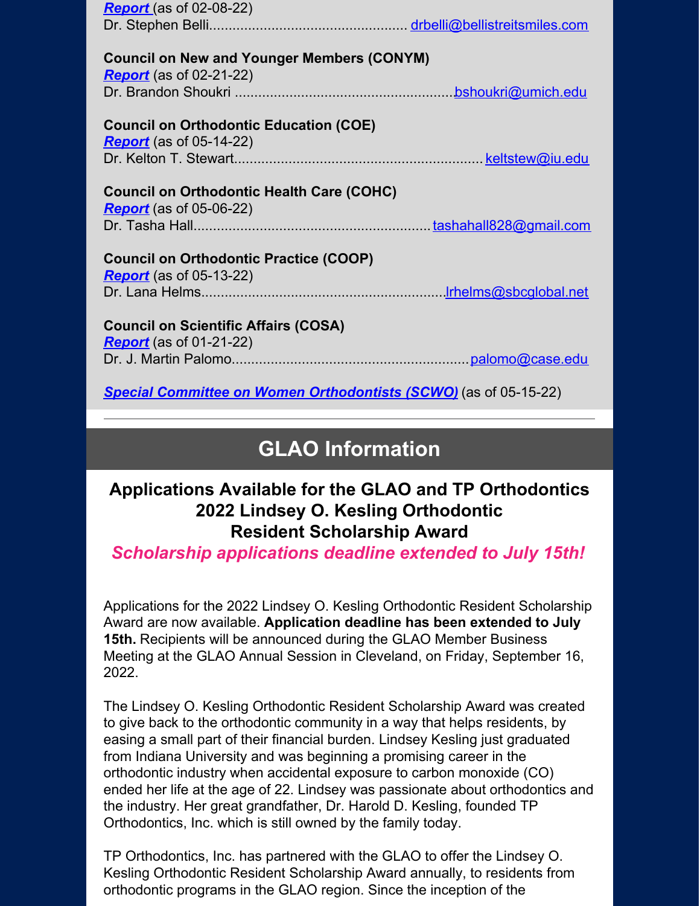***Report*** (as of 02-08-22)
Dr. Stephen Belli................................................. drbelli@bellistreitsmiles.com

**Council on New and Younger Members (CONYM)**
***Report*** (as of 02-21-22)
Dr. Brandon Shoukri .......................................................bshoukri@umich.edu

**Council on Orthodontic Education (COE)**
***Report*** (as of 05-14-22)
Dr. Kelton T. Stewart............................................................... keltstew@iu.edu

**Council on Orthodontic Health Care (COHC)**
***Report*** (as of 05-06-22)
Dr. Tasha Hall............................................................tashahall828@gmail.com

**Council on Orthodontic Practice (COOP)**
***Report*** (as of 05-13-22)
Dr. Lana Helms..............................................................lrhelms@sbcglobal.net

**Council on Scientific Affairs (COSA)**
***Report*** (as of 01-21-22)
Dr. J. Martin Palomo............................................................palomo@case.edu

***Special Committee on Women Orthodontists (SCWO)*** (as of 05-15-22)

---

## GLAO Information

### Applications Available for the GLAO and TP Orthodontics 2022 Lindsey O. Kesling Orthodontic Resident Scholarship Award

***Scholarship applications deadline extended to July 15th!***

Applications for the 2022 Lindsey O. Kesling Orthodontic Resident Scholarship Award are now available. **Application deadline has been extended to July 15th.** Recipients will be announced during the GLAO Member Business Meeting at the GLAO Annual Session in Cleveland, on Friday, September 16, 2022.

The Lindsey O. Kesling Orthodontic Resident Scholarship Award was created to give back to the orthodontic community in a way that helps residents, by easing a small part of their financial burden. Lindsey Kesling just graduated from Indiana University and was beginning a promising career in the orthodontic industry when accidental exposure to carbon monoxide (CO) ended her life at the age of 22. Lindsey was passionate about orthodontics and the industry. Her great grandfather, Dr. Harold D. Kesling, founded TP Orthodontics, Inc. which is still owned by the family today.

TP Orthodontics, Inc. has partnered with the GLAO to offer the Lindsey O. Kesling Orthodontic Resident Scholarship Award annually, to residents from orthodontic programs in the GLAO region. Since the inception of the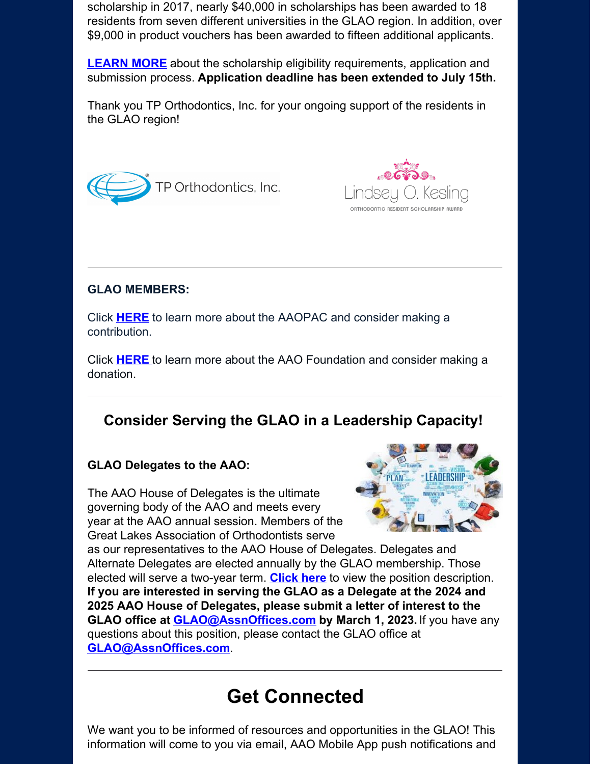scholarship in 2017, nearly $40,000 in scholarships has been awarded to 18 residents from seven different universities in the GLAO region. In addition, over $9,000 in product vouchers has been awarded to fifteen additional applicants.

**LEARN MORE** about the scholarship eligibility requirements, application and submission process. **Application deadline has been extended to July 15th.**

Thank you TP Orthodontics, Inc. for your ongoing support of the residents in the GLAO region!

---

**GLAO MEMBERS:**

Click **HERE** to learn more about the AAOPAC and consider making a contribution.

Click **HERE** to learn more about the AAO Foundation and consider making a donation.

---

### Consider Serving the GLAO in a Leadership Capacity!

**GLAO Delegates to the AAO:**

The AAO House of Delegates is the ultimate governing body of the AAO and meets every year at the AAO annual session. Members of the Great Lakes Association of Orthodontists serve as our representatives to the AAO House of Delegates. Delegates and Alternate Delegates are elected annually by the GLAO membership. Those elected will serve a two-year term. **Click here** to view the position description. **If you are interested in serving the GLAO as a Delegate at the 2024 and 2025 AAO House of Delegates, please submit a letter of interest to the GLAO office at GLAO@AssnOffices.com by March 1, 2023.** If you have any questions about this position, please contact the GLAO office at **GLAO@AssnOffices.com**.

---

# Get Connected

We want you to be informed of resources and opportunities in the GLAO! This information will come to you via email, AAO Mobile App push notifications and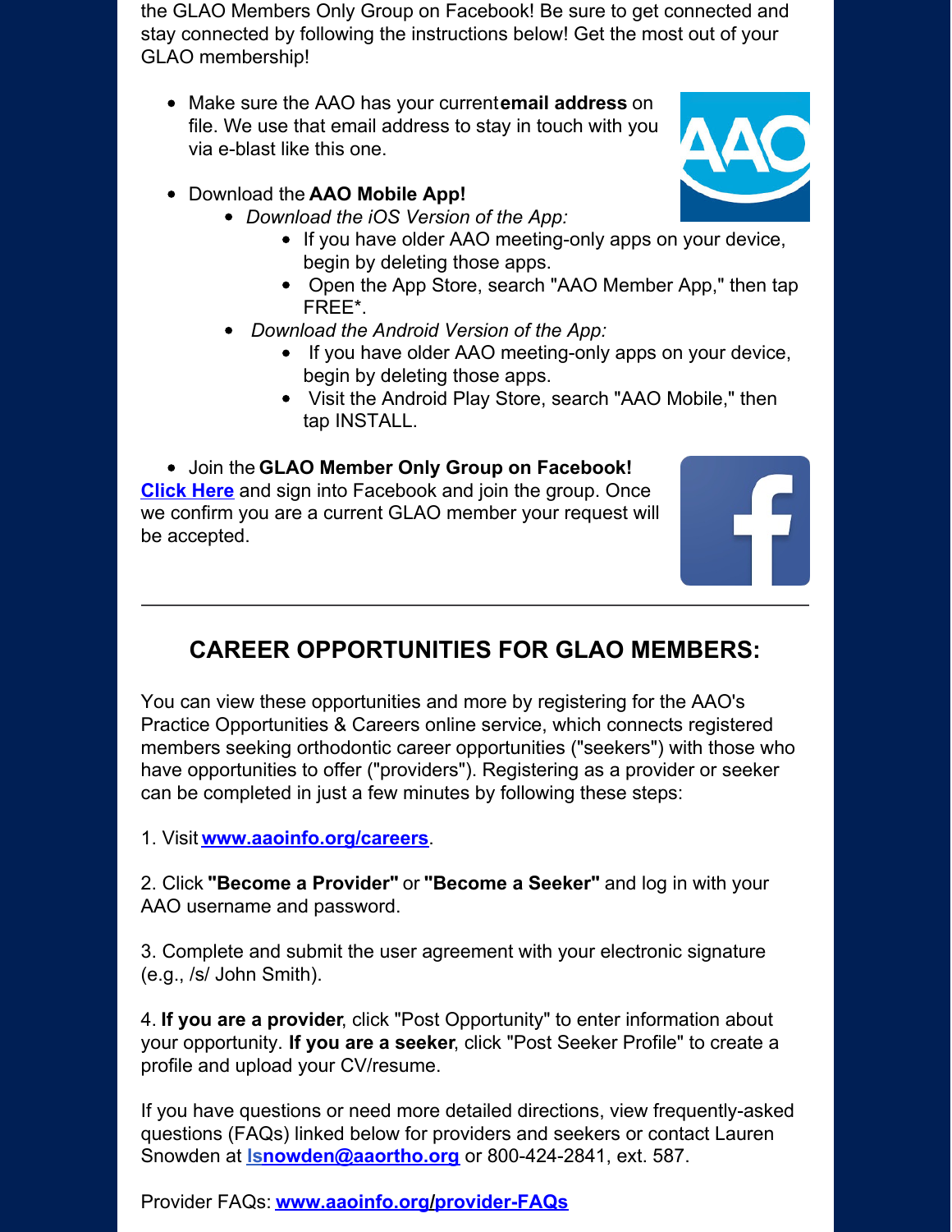the GLAO Members Only Group on Facebook! Be sure to get connected and stay connected by following the instructions below! Get the most out of your GLAO membership!

- Make sure the AAO has your current **email address** on file. We use that email address to stay in touch with you via e-blast like this one.
- Download the **AAO Mobile App!**
  - *Download the iOS Version of the App:*
    - If you have older AAO meeting-only apps on your device, begin by deleting those apps.
    - Open the App Store, search "AAO Member App," then tap FREE*.
  - *Download the Android Version of the App:*
    - If you have older AAO meeting-only apps on your device, begin by deleting those apps.
    - Visit the Android Play Store, search "AAO Mobile," then tap INSTALL.
- Join the **GLAO Member Only Group on Facebook!**

**Click Here** and sign into Facebook and join the group. Once we confirm you are a current GLAO member your request will be accepted.

---

## CAREER OPPORTUNITIES FOR GLAO MEMBERS:

You can view these opportunities and more by registering for the AAO's Practice Opportunities & Careers online service, which connects registered members seeking orthodontic career opportunities ("seekers") with those who have opportunities to offer ("providers"). Registering as a provider or seeker can be completed in just a few minutes by following these steps:

1. Visit **www.aaoinfo.org/careers**.

2. Click **"Become a Provider"** or **"Become a Seeker"** and log in with your AAO username and password.

3. Complete and submit the user agreement with your electronic signature (e.g., /s/ John Smith).

4. **If you are a provider**, click "Post Opportunity" to enter information about your opportunity. **If you are a seeker**, click "Post Seeker Profile" to create a profile and upload your CV/resume.

If you have questions or need more detailed directions, view frequently-asked questions (FAQs) linked below for providers and seekers or contact Lauren Snowden at **lsnowden@aaortho.org** or 800-424-2841, ext. 587.

Provider FAQs: **www.aaoinfo.org/provider-FAQs**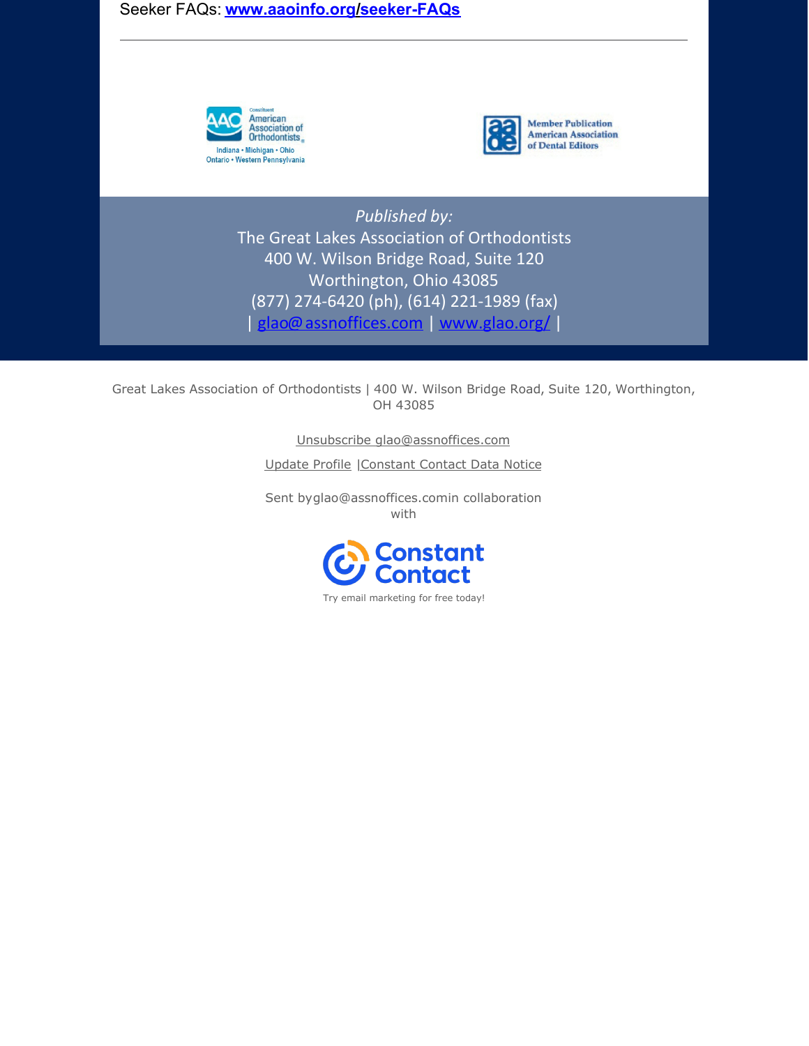Seeker FAQs: **www.aaoinfo.org/seeker-FAQs**

---

Constituent American Association of Orthodontists

Indiana • Michigan • Ohio Ontario • Western Pennsylvania

Member Publication American Association of Dental Editors

*Published by:*

The Great Lakes Association of Orthodontists

400 W. Wilson Bridge Road, Suite 120

Worthington, Ohio 43085

(877) 274-6420 (ph), (614) 221-1989 (fax)

| glao@assnoffices.com | www.glao.org/ |

Great Lakes Association of Orthodontists | 400 W. Wilson Bridge Road, Suite 120, Worthington, OH 43085

Unsubscribe glao@assnoffices.com

Update Profile |Constant Contact Data Notice

Sent byglao@assnoffices.comin collaboration with

Constant Contact

Try email marketing for free today!